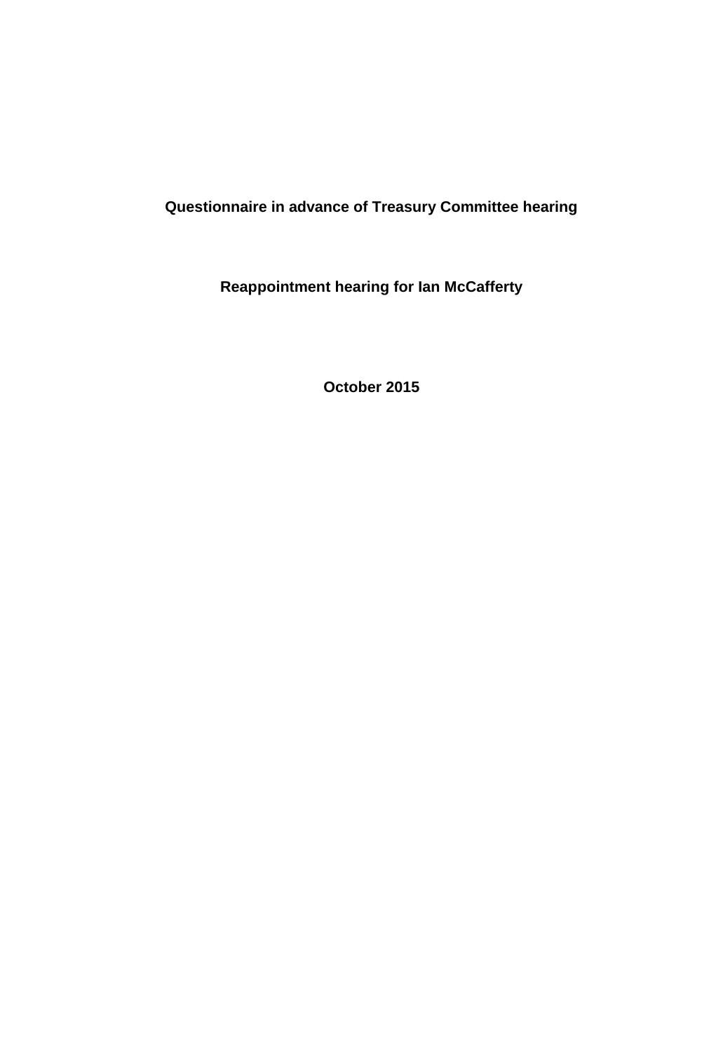# Questionnaire in advance of Treasury Committee hearing

## Reappointment hearing for Ian McCafferty

**October 2015**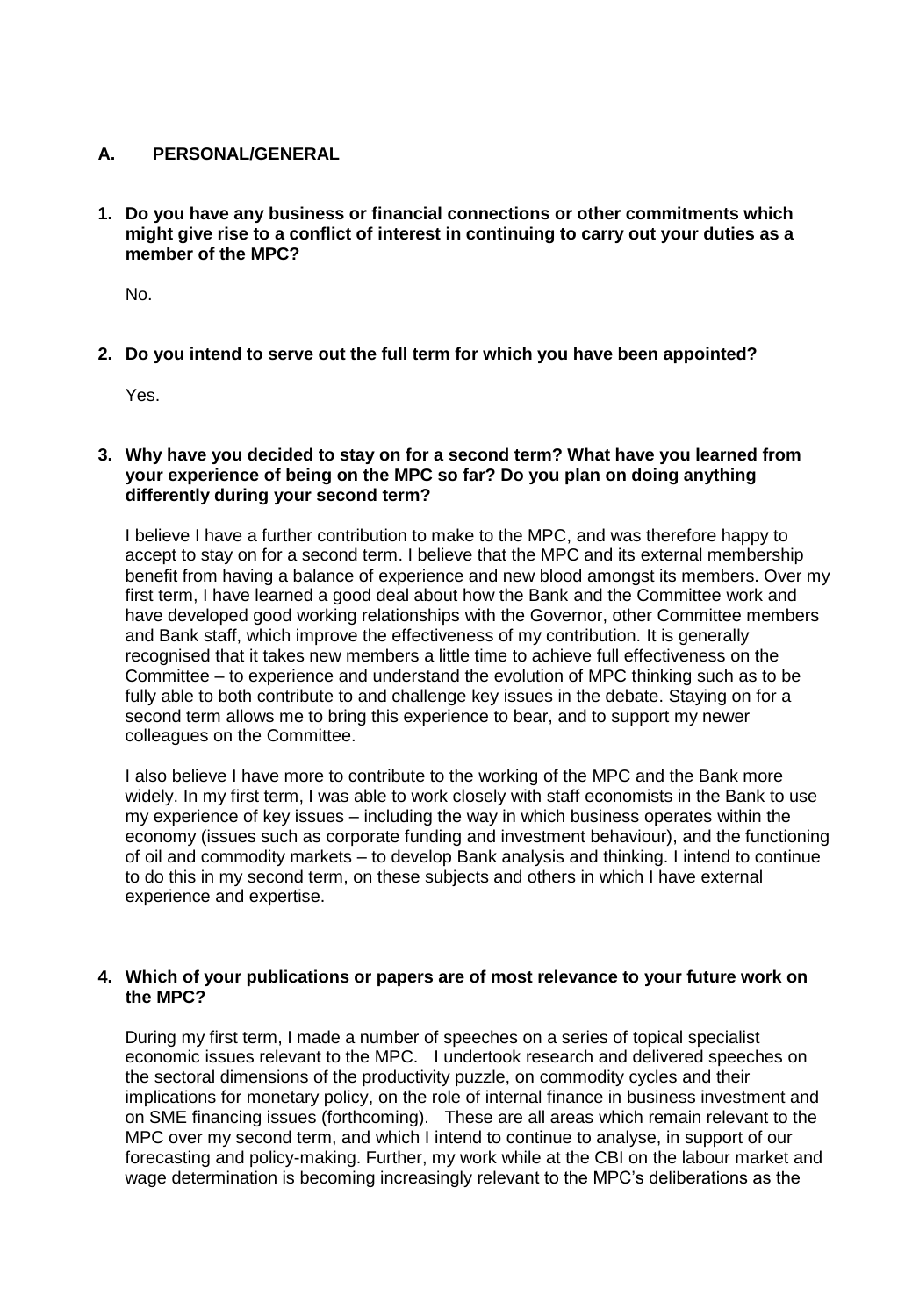## A. PERSONAL/GENERAL

**1. Do you have any business or financial connections or other commitments which might give rise to a conflict of interest in continuing to carry out your duties as a member of the MPC?**

No.

**2. Do you intend to serve out the full term for which you have been appointed?**

Yes.

**3. Why have you decided to stay on for a second term? What have you learned from your experience of being on the MPC so far? Do you plan on doing anything differently during your second term?**

I believe I have a further contribution to make to the MPC, and was therefore happy to accept to stay on for a second term. I believe that the MPC and its external membership benefit from having a balance of experience and new blood amongst its members. Over my first term, I have learned a good deal about how the Bank and the Committee work and have developed good working relationships with the Governor, other Committee members and Bank staff, which improve the effectiveness of my contribution. It is generally recognised that it takes new members a little time to achieve full effectiveness on the Committee – to experience and understand the evolution of MPC thinking such as to be fully able to both contribute to and challenge key issues in the debate. Staying on for a second term allows me to bring this experience to bear, and to support my newer colleagues on the Committee.

I also believe I have more to contribute to the working of the MPC and the Bank more widely. In my first term, I was able to work closely with staff economists in the Bank to use my experience of key issues – including the way in which business operates within the economy (issues such as corporate funding and investment behaviour), and the functioning of oil and commodity markets – to develop Bank analysis and thinking. I intend to continue to do this in my second term, on these subjects and others in which I have external experience and expertise.

**4. Which of your publications or papers are of most relevance to your future work on the MPC?**

During my first term, I made a number of speeches on a series of topical specialist economic issues relevant to the MPC. I undertook research and delivered speeches on the sectoral dimensions of the productivity puzzle, on commodity cycles and their implications for monetary policy, on the role of internal finance in business investment and on SME financing issues (forthcoming). These are all areas which remain relevant to the MPC over my second term, and which I intend to continue to analyse, in support of our forecasting and policy-making. Further, my work while at the CBI on the labour market and wage determination is becoming increasingly relevant to the MPC's deliberations as the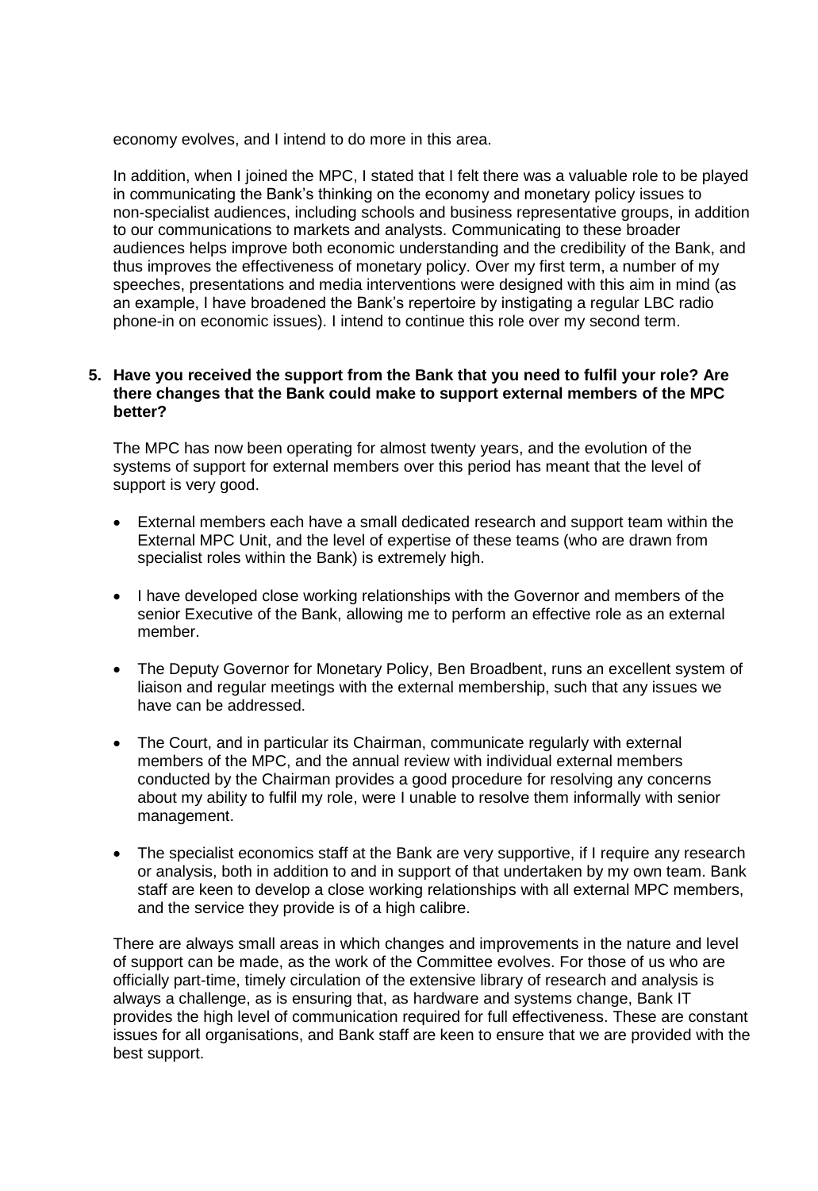economy evolves, and I intend to do more in this area.

In addition, when I joined the MPC, I stated that I felt there was a valuable role to be played in communicating the Bank's thinking on the economy and monetary policy issues to non-specialist audiences, including schools and business representative groups, in addition to our communications to markets and analysts. Communicating to these broader audiences helps improve both economic understanding and the credibility of the Bank, and thus improves the effectiveness of monetary policy. Over my first term, a number of my speeches, presentations and media interventions were designed with this aim in mind (as an example, I have broadened the Bank's repertoire by instigating a regular LBC radio phone-in on economic issues). I intend to continue this role over my second term.

**5. Have you received the support from the Bank that you need to fulfil your role? Are there changes that the Bank could make to support external members of the MPC better?**

The MPC has now been operating for almost twenty years, and the evolution of the systems of support for external members over this period has meant that the level of support is very good.

- External members each have a small dedicated research and support team within the External MPC Unit, and the level of expertise of these teams (who are drawn from specialist roles within the Bank) is extremely high.
- I have developed close working relationships with the Governor and members of the senior Executive of the Bank, allowing me to perform an effective role as an external member.
- The Deputy Governor for Monetary Policy, Ben Broadbent, runs an excellent system of liaison and regular meetings with the external membership, such that any issues we have can be addressed.
- The Court, and in particular its Chairman, communicate regularly with external members of the MPC, and the annual review with individual external members conducted by the Chairman provides a good procedure for resolving any concerns about my ability to fulfil my role, were I unable to resolve them informally with senior management.
- The specialist economics staff at the Bank are very supportive, if I require any research or analysis, both in addition to and in support of that undertaken by my own team. Bank staff are keen to develop a close working relationships with all external MPC members, and the service they provide is of a high calibre.

There are always small areas in which changes and improvements in the nature and level of support can be made, as the work of the Committee evolves. For those of us who are officially part-time, timely circulation of the extensive library of research and analysis is always a challenge, as is ensuring that, as hardware and systems change, Bank IT provides the high level of communication required for full effectiveness. These are constant issues for all organisations, and Bank staff are keen to ensure that we are provided with the best support.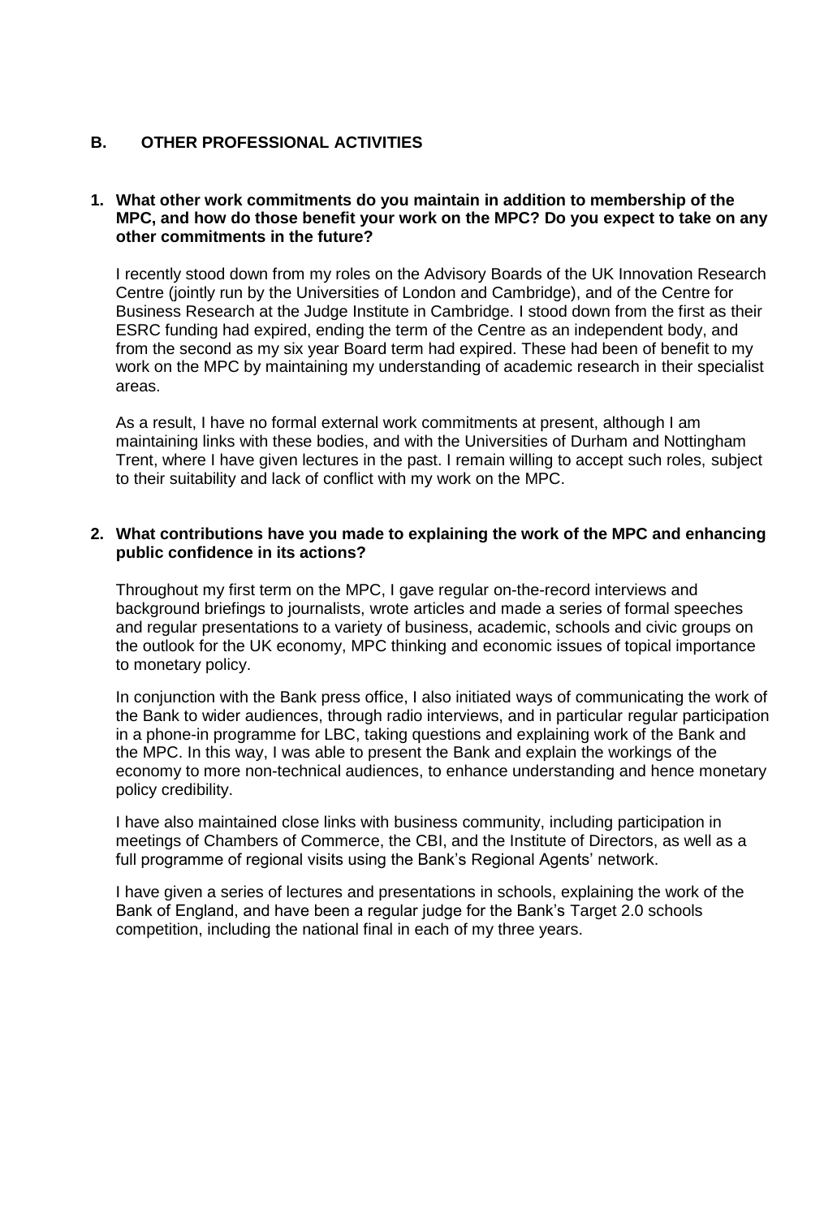## B. OTHER PROFESSIONAL ACTIVITIES

**1. What other work commitments do you maintain in addition to membership of the MPC, and how do those benefit your work on the MPC? Do you expect to take on any other commitments in the future?**

I recently stood down from my roles on the Advisory Boards of the UK Innovation Research Centre (jointly run by the Universities of London and Cambridge), and of the Centre for Business Research at the Judge Institute in Cambridge. I stood down from the first as their ESRC funding had expired, ending the term of the Centre as an independent body, and from the second as my six year Board term had expired. These had been of benefit to my work on the MPC by maintaining my understanding of academic research in their specialist areas.

As a result, I have no formal external work commitments at present, although I am maintaining links with these bodies, and with the Universities of Durham and Nottingham Trent, where I have given lectures in the past. I remain willing to accept such roles, subject to their suitability and lack of conflict with my work on the MPC.

**2. What contributions have you made to explaining the work of the MPC and enhancing public confidence in its actions?**

Throughout my first term on the MPC, I gave regular on-the-record interviews and background briefings to journalists, wrote articles and made a series of formal speeches and regular presentations to a variety of business, academic, schools and civic groups on the outlook for the UK economy, MPC thinking and economic issues of topical importance to monetary policy.

In conjunction with the Bank press office, I also initiated ways of communicating the work of the Bank to wider audiences, through radio interviews, and in particular regular participation in a phone-in programme for LBC, taking questions and explaining work of the Bank and the MPC. In this way, I was able to present the Bank and explain the workings of the economy to more non-technical audiences, to enhance understanding and hence monetary policy credibility.

I have also maintained close links with business community, including participation in meetings of Chambers of Commerce, the CBI, and the Institute of Directors, as well as a full programme of regional visits using the Bank's Regional Agents' network.

I have given a series of lectures and presentations in schools, explaining the work of the Bank of England, and have been a regular judge for the Bank's Target 2.0 schools competition, including the national final in each of my three years.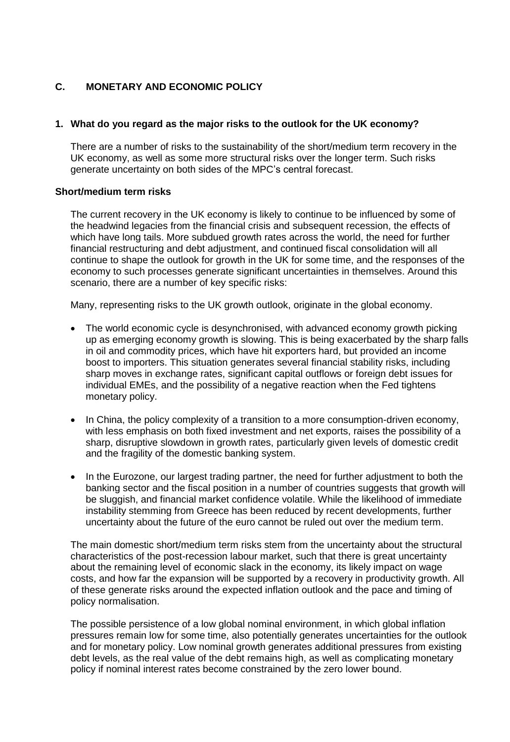## C. MONETARY AND ECONOMIC POLICY

### 1. What do you regard as the major risks to the outlook for the UK economy?

There are a number of risks to the sustainability of the short/medium term recovery in the UK economy, as well as some more structural risks over the longer term. Such risks generate uncertainty on both sides of the MPC's central forecast.

**Short/medium term risks**

The current recovery in the UK economy is likely to continue to be influenced by some of the headwind legacies from the financial crisis and subsequent recession, the effects of which have long tails. More subdued growth rates across the world, the need for further financial restructuring and debt adjustment, and continued fiscal consolidation will all continue to shape the outlook for growth in the UK for some time, and the responses of the economy to such processes generate significant uncertainties in themselves. Around this scenario, there are a number of key specific risks:

Many, representing risks to the UK growth outlook, originate in the global economy.

- The world economic cycle is desynchronised, with advanced economy growth picking up as emerging economy growth is slowing. This is being exacerbated by the sharp falls in oil and commodity prices, which have hit exporters hard, but provided an income boost to importers. This situation generates several financial stability risks, including sharp moves in exchange rates, significant capital outflows or foreign debt issues for individual EMEs, and the possibility of a negative reaction when the Fed tightens monetary policy.
- In China, the policy complexity of a transition to a more consumption-driven economy, with less emphasis on both fixed investment and net exports, raises the possibility of a sharp, disruptive slowdown in growth rates, particularly given levels of domestic credit and the fragility of the domestic banking system.
- In the Eurozone, our largest trading partner, the need for further adjustment to both the banking sector and the fiscal position in a number of countries suggests that growth will be sluggish, and financial market confidence volatile. While the likelihood of immediate instability stemming from Greece has been reduced by recent developments, further uncertainty about the future of the euro cannot be ruled out over the medium term.

The main domestic short/medium term risks stem from the uncertainty about the structural characteristics of the post-recession labour market, such that there is great uncertainty about the remaining level of economic slack in the economy, its likely impact on wage costs, and how far the expansion will be supported by a recovery in productivity growth. All of these generate risks around the expected inflation outlook and the pace and timing of policy normalisation.

The possible persistence of a low global nominal environment, in which global inflation pressures remain low for some time, also potentially generates uncertainties for the outlook and for monetary policy. Low nominal growth generates additional pressures from existing debt levels, as the real value of the debt remains high, as well as complicating monetary policy if nominal interest rates become constrained by the zero lower bound.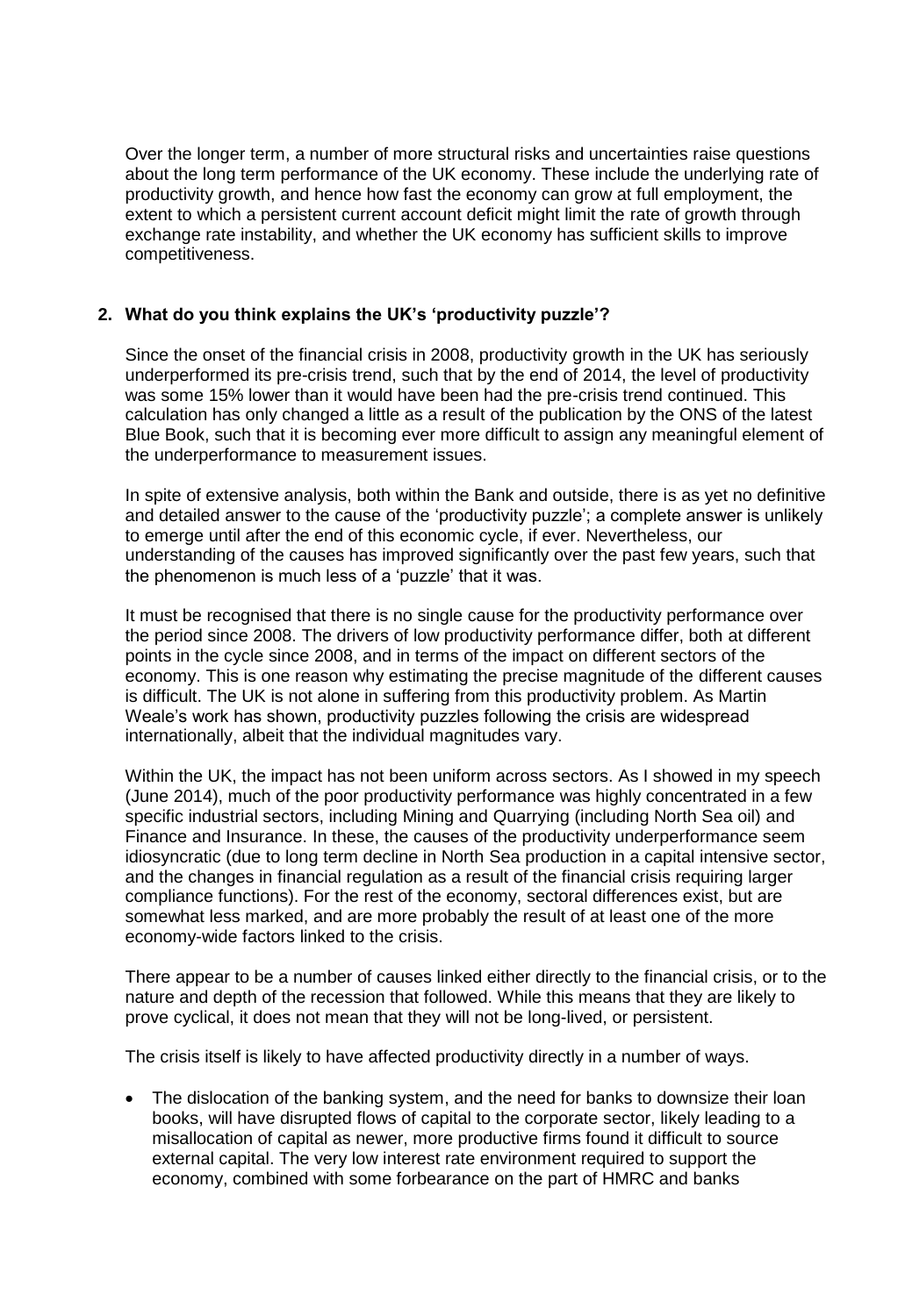Over the longer term, a number of more structural risks and uncertainties raise questions about the long term performance of the UK economy. These include the underlying rate of productivity growth, and hence how fast the economy can grow at full employment, the extent to which a persistent current account deficit might limit the rate of growth through exchange rate instability, and whether the UK economy has sufficient skills to improve competitiveness.

**2. What do you think explains the UK's 'productivity puzzle'?**

Since the onset of the financial crisis in 2008, productivity growth in the UK has seriously underperformed its pre-crisis trend, such that by the end of 2014, the level of productivity was some 15% lower than it would have been had the pre-crisis trend continued. This calculation has only changed a little as a result of the publication by the ONS of the latest Blue Book, such that it is becoming ever more difficult to assign any meaningful element of the underperformance to measurement issues.

In spite of extensive analysis, both within the Bank and outside, there is as yet no definitive and detailed answer to the cause of the 'productivity puzzle'; a complete answer is unlikely to emerge until after the end of this economic cycle, if ever. Nevertheless, our understanding of the causes has improved significantly over the past few years, such that the phenomenon is much less of a 'puzzle' that it was.

It must be recognised that there is no single cause for the productivity performance over the period since 2008. The drivers of low productivity performance differ, both at different points in the cycle since 2008, and in terms of the impact on different sectors of the economy. This is one reason why estimating the precise magnitude of the different causes is difficult. The UK is not alone in suffering from this productivity problem. As Martin Weale's work has shown, productivity puzzles following the crisis are widespread internationally, albeit that the individual magnitudes vary.

Within the UK, the impact has not been uniform across sectors. As I showed in my speech (June 2014), much of the poor productivity performance was highly concentrated in a few specific industrial sectors, including Mining and Quarrying (including North Sea oil) and Finance and Insurance. In these, the causes of the productivity underperformance seem idiosyncratic (due to long term decline in North Sea production in a capital intensive sector, and the changes in financial regulation as a result of the financial crisis requiring larger compliance functions). For the rest of the economy, sectoral differences exist, but are somewhat less marked, and are more probably the result of at least one of the more economy-wide factors linked to the crisis.

There appear to be a number of causes linked either directly to the financial crisis, or to the nature and depth of the recession that followed. While this means that they are likely to prove cyclical, it does not mean that they will not be long-lived, or persistent.

The crisis itself is likely to have affected productivity directly in a number of ways.

- The dislocation of the banking system, and the need for banks to downsize their loan books, will have disrupted flows of capital to the corporate sector, likely leading to a misallocation of capital as newer, more productive firms found it difficult to source external capital. The very low interest rate environment required to support the economy, combined with some forbearance on the part of HMRC and banks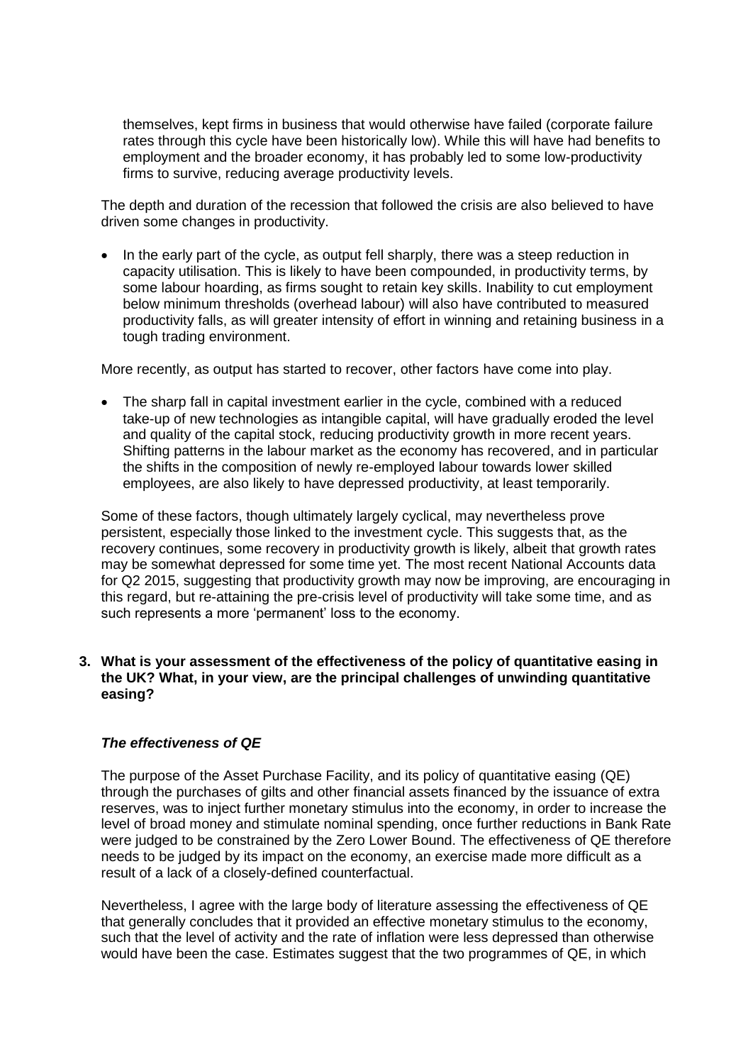themselves, kept firms in business that would otherwise have failed (corporate failure rates through this cycle have been historically low). While this will have had benefits to employment and the broader economy, it has probably led to some low-productivity firms to survive, reducing average productivity levels.

The depth and duration of the recession that followed the crisis are also believed to have driven some changes in productivity.

- In the early part of the cycle, as output fell sharply, there was a steep reduction in capacity utilisation. This is likely to have been compounded, in productivity terms, by some labour hoarding, as firms sought to retain key skills. Inability to cut employment below minimum thresholds (overhead labour) will also have contributed to measured productivity falls, as will greater intensity of effort in winning and retaining business in a tough trading environment.

More recently, as output has started to recover, other factors have come into play.

- The sharp fall in capital investment earlier in the cycle, combined with a reduced take-up of new technologies as intangible capital, will have gradually eroded the level and quality of the capital stock, reducing productivity growth in more recent years. Shifting patterns in the labour market as the economy has recovered, and in particular the shifts in the composition of newly re-employed labour towards lower skilled employees, are also likely to have depressed productivity, at least temporarily.

Some of these factors, though ultimately largely cyclical, may nevertheless prove persistent, especially those linked to the investment cycle. This suggests that, as the recovery continues, some recovery in productivity growth is likely, albeit that growth rates may be somewhat depressed for some time yet. The most recent National Accounts data for Q2 2015, suggesting that productivity growth may now be improving, are encouraging in this regard, but re-attaining the pre-crisis level of productivity will take some time, and as such represents a more 'permanent' loss to the economy.

**3. What is your assessment of the effectiveness of the policy of quantitative easing in the UK? What, in your view, are the principal challenges of unwinding quantitative easing?**

***The effectiveness of QE***

The purpose of the Asset Purchase Facility, and its policy of quantitative easing (QE) through the purchases of gilts and other financial assets financed by the issuance of extra reserves, was to inject further monetary stimulus into the economy, in order to increase the level of broad money and stimulate nominal spending, once further reductions in Bank Rate were judged to be constrained by the Zero Lower Bound. The effectiveness of QE therefore needs to be judged by its impact on the economy, an exercise made more difficult as a result of a lack of a closely-defined counterfactual.

Nevertheless, I agree with the large body of literature assessing the effectiveness of QE that generally concludes that it provided an effective monetary stimulus to the economy, such that the level of activity and the rate of inflation were less depressed than otherwise would have been the case. Estimates suggest that the two programmes of QE, in which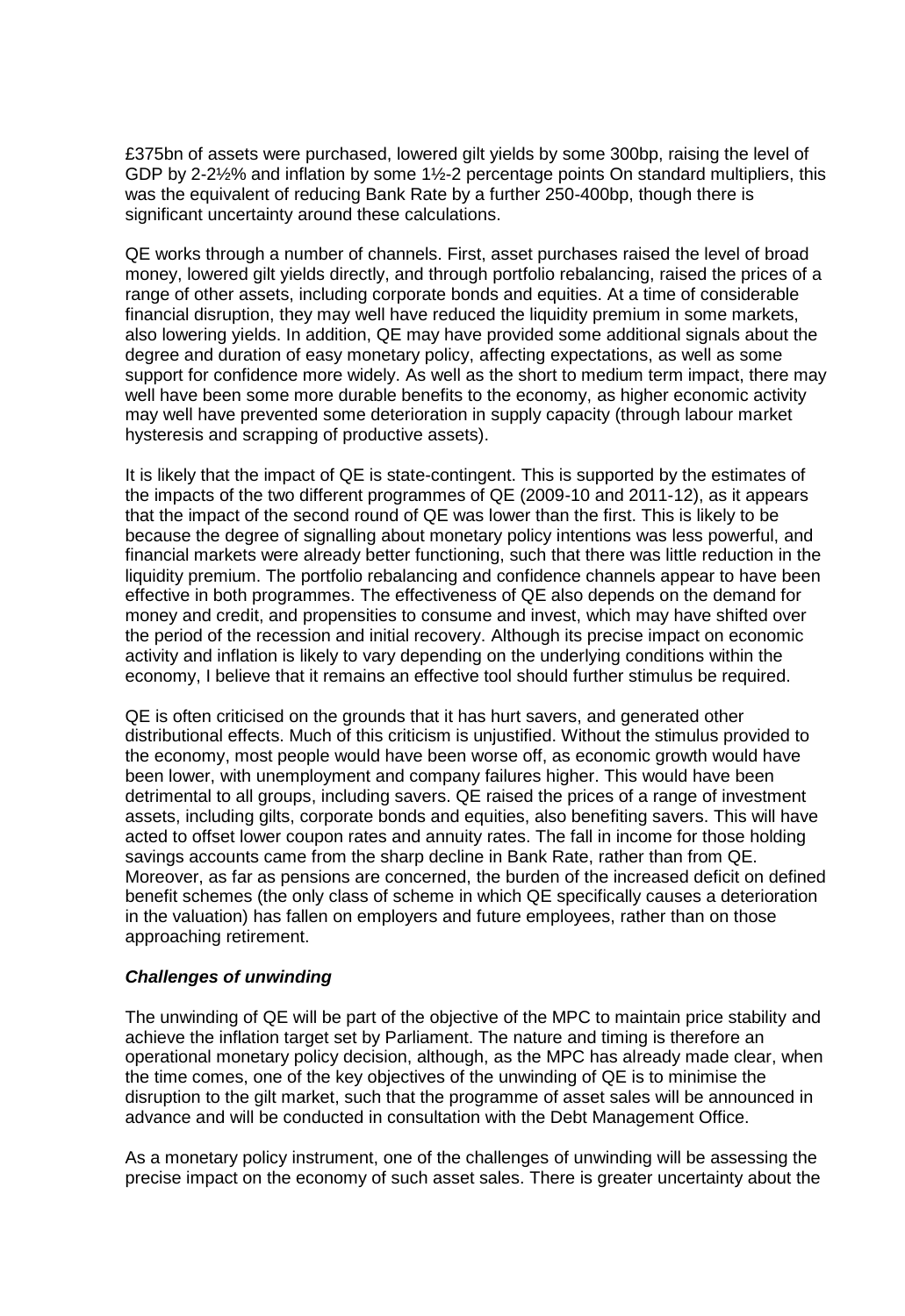£375bn of assets were purchased, lowered gilt yields by some 300bp, raising the level of GDP by 2-2½% and inflation by some 1½-2 percentage points On standard multipliers, this was the equivalent of reducing Bank Rate by a further 250-400bp, though there is significant uncertainty around these calculations.

QE works through a number of channels. First, asset purchases raised the level of broad money, lowered gilt yields directly, and through portfolio rebalancing, raised the prices of a range of other assets, including corporate bonds and equities. At a time of considerable financial disruption, they may well have reduced the liquidity premium in some markets, also lowering yields. In addition, QE may have provided some additional signals about the degree and duration of easy monetary policy, affecting expectations, as well as some support for confidence more widely. As well as the short to medium term impact, there may well have been some more durable benefits to the economy, as higher economic activity may well have prevented some deterioration in supply capacity (through labour market hysteresis and scrapping of productive assets).

It is likely that the impact of QE is state-contingent. This is supported by the estimates of the impacts of the two different programmes of QE (2009-10 and 2011-12), as it appears that the impact of the second round of QE was lower than the first. This is likely to be because the degree of signalling about monetary policy intentions was less powerful, and financial markets were already better functioning, such that there was little reduction in the liquidity premium. The portfolio rebalancing and confidence channels appear to have been effective in both programmes. The effectiveness of QE also depends on the demand for money and credit, and propensities to consume and invest, which may have shifted over the period of the recession and initial recovery. Although its precise impact on economic activity and inflation is likely to vary depending on the underlying conditions within the economy, I believe that it remains an effective tool should further stimulus be required.

QE is often criticised on the grounds that it has hurt savers, and generated other distributional effects. Much of this criticism is unjustified. Without the stimulus provided to the economy, most people would have been worse off, as economic growth would have been lower, with unemployment and company failures higher. This would have been detrimental to all groups, including savers. QE raised the prices of a range of investment assets, including gilts, corporate bonds and equities, also benefiting savers. This will have acted to offset lower coupon rates and annuity rates. The fall in income for those holding savings accounts came from the sharp decline in Bank Rate, rather than from QE. Moreover, as far as pensions are concerned, the burden of the increased deficit on defined benefit schemes (the only class of scheme in which QE specifically causes a deterioration in the valuation) has fallen on employers and future employees, rather than on those approaching retirement.

***Challenges of unwinding***

The unwinding of QE will be part of the objective of the MPC to maintain price stability and achieve the inflation target set by Parliament. The nature and timing is therefore an operational monetary policy decision, although, as the MPC has already made clear, when the time comes, one of the key objectives of the unwinding of QE is to minimise the disruption to the gilt market, such that the programme of asset sales will be announced in advance and will be conducted in consultation with the Debt Management Office.

As a monetary policy instrument, one of the challenges of unwinding will be assessing the precise impact on the economy of such asset sales. There is greater uncertainty about the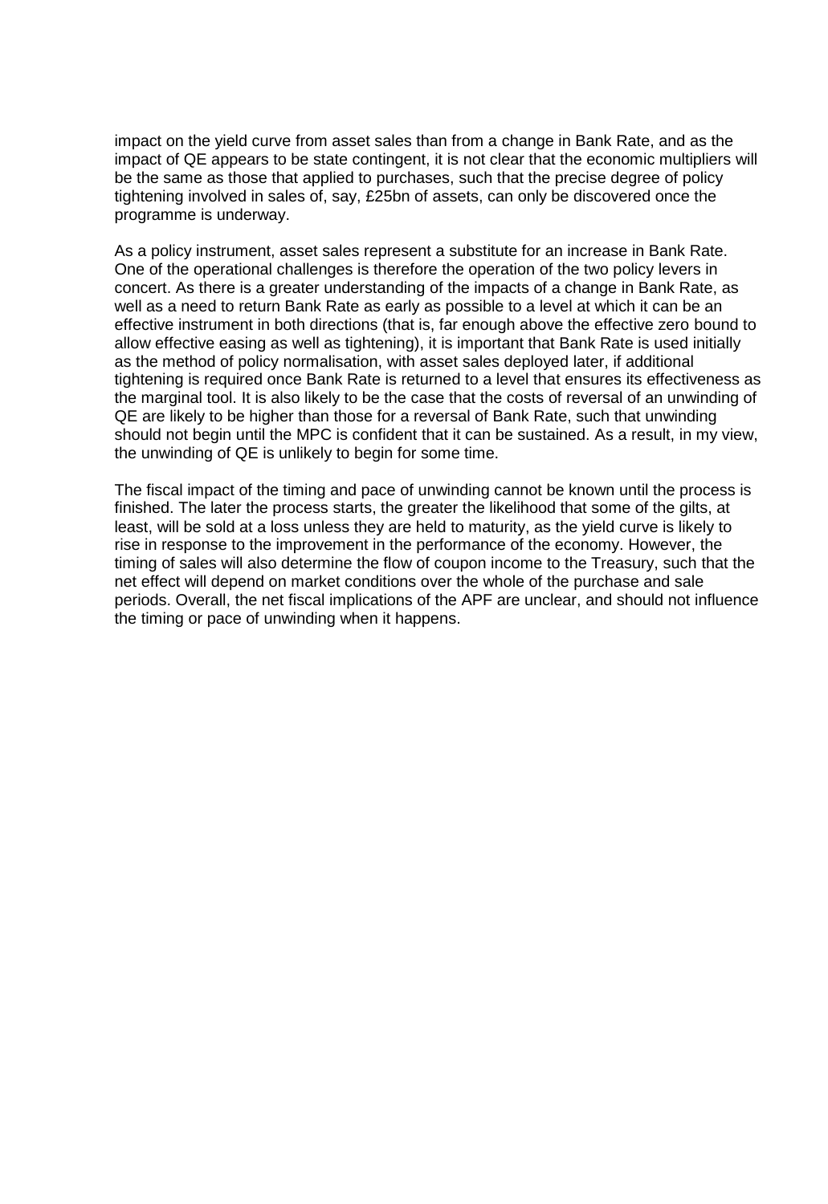impact on the yield curve from asset sales than from a change in Bank Rate, and as the impact of QE appears to be state contingent, it is not clear that the economic multipliers will be the same as those that applied to purchases, such that the precise degree of policy tightening involved in sales of, say, £25bn of assets, can only be discovered once the programme is underway.

As a policy instrument, asset sales represent a substitute for an increase in Bank Rate. One of the operational challenges is therefore the operation of the two policy levers in concert. As there is a greater understanding of the impacts of a change in Bank Rate, as well as a need to return Bank Rate as early as possible to a level at which it can be an effective instrument in both directions (that is, far enough above the effective zero bound to allow effective easing as well as tightening), it is important that Bank Rate is used initially as the method of policy normalisation, with asset sales deployed later, if additional tightening is required once Bank Rate is returned to a level that ensures its effectiveness as the marginal tool. It is also likely to be the case that the costs of reversal of an unwinding of QE are likely to be higher than those for a reversal of Bank Rate, such that unwinding should not begin until the MPC is confident that it can be sustained. As a result, in my view, the unwinding of QE is unlikely to begin for some time.

The fiscal impact of the timing and pace of unwinding cannot be known until the process is finished. The later the process starts, the greater the likelihood that some of the gilts, at least, will be sold at a loss unless they are held to maturity, as the yield curve is likely to rise in response to the improvement in the performance of the economy. However, the timing of sales will also determine the flow of coupon income to the Treasury, such that the net effect will depend on market conditions over the whole of the purchase and sale periods. Overall, the net fiscal implications of the APF are unclear, and should not influence the timing or pace of unwinding when it happens.